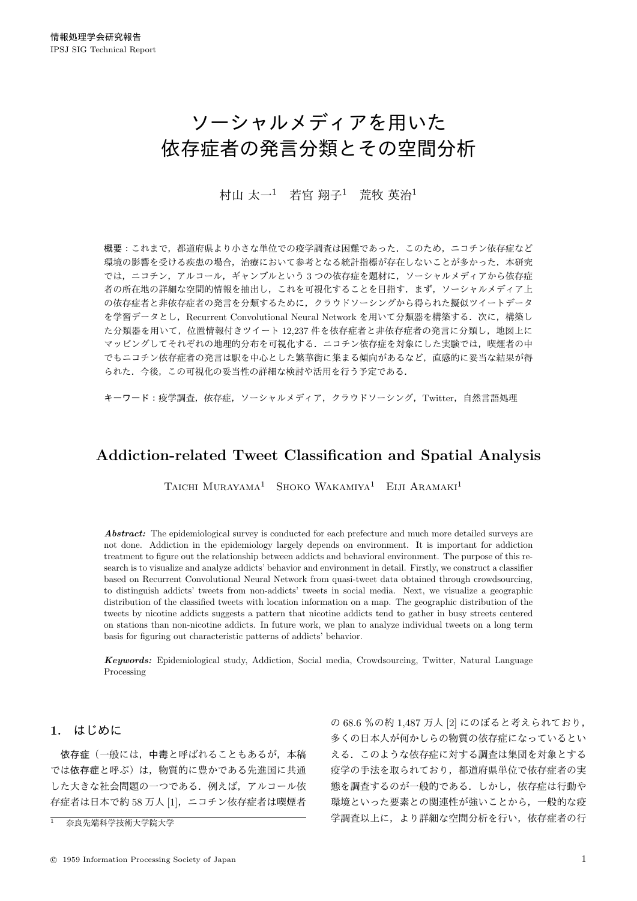# ソーシャルメディアを用いた依存症者の発言分類とその空間分析

村山 太一[1]　若宮 翔子[1]　荒牧 英治[1]

**概要**：これまで，都道府県より小さな単位での疫学調査は困難であった．このため，ニコチン依存症など環境の影響を受ける疾患の場合，治療において参考となる統計指標が存在しないことが多かった．本研究では，ニコチン，アルコール，ギャンブルという 3 つの依存症を題材に，ソーシャルメディアから依存症者の所在地の詳細な空間的情報を抽出し，これを可視化することを目指す．まず，ソーシャルメディア上の依存症者と非依存症者の発言を分類するために，クラウドソーシングから得られた擬似ツイートデータを学習データとし，Recurrent Convolutional Neural Network を用いて分類器を構築する．次に，構築した分類器を用いて，位置情報付きツイート 12,237 件を依存症者と非依存症者の発言に分類し，地図上にマッピングしてそれぞれの地理的分布を可視化する．ニコチン依存症を対象にした実験では，喫煙者の中でもニコチン依存症者の発言は駅を中心とした繁華街に集まる傾向があるなど，直感的に妥当な結果が得られた．今後，この可視化の妥当性の詳細な検討や活用を行う予定である．

**キーワード**：疫学調査，依存症，ソーシャルメディア，クラウドソーシング，Twitter，自然言語処理

# Addiction-related Tweet Classification and Spatial Analysis

Taichi Murayama[1]　Shoko Wakamiya[1]　Eiji Aramaki[1]

***Abstract:*** The epidemiological survey is conducted for each prefecture and much more detailed surveys are not done. Addiction in the epidemiology largely depends on environment. It is important for addiction treatment to figure out the relationship between addicts and behavioral environment. The purpose of this research is to visualize and analyze addicts' behavior and environment in detail. Firstly, we construct a classifier based on Recurrent Convolutional Neural Network from quasi-tweet data obtained through crowdsourcing, to distinguish addicts' tweets from non-addicts' tweets in social media. Next, we visualize a geographic distribution of the classified tweets with location information on a map. The geographic distribution of the tweets by nicotine addicts suggests a pattern that nicotine addicts tend to gather in busy streets centered on stations than non-nicotine addicts. In future work, we plan to analyze individual tweets on a long term basis for figuring out characteristic patterns of addicts' behavior.

***Keywords:*** Epidemiological study, Addiction, Social media, Crowdsourcing, Twitter, Natural Language Processing

## 1. はじめに

**依存症**（一般には，**中毒**と呼ばれることもあるが，本稿では**依存症**と呼ぶ）は，物質的に豊かである先進国に共通した大きな社会問題の一つである．例えば，アルコール依存症者は日本で約 58 万人 [1]，ニコチン依存症者は喫煙者の 68.6 %の約 1,487 万人 [2] にのぼると考えられており，多くの日本人が何かしらの物質の依存症になっているといえる．このような依存症に対する調査は集団を対象とする疫学の手法を取られており，都道府県単位で依存症者の実態を調査するのが一般的である．しかし，依存症は行動や環境といった要素との関連性が強いことから，一般的な疫学調査以上に，より詳細な空間分析を行い，依存症者の行

[1] 奈良先端科学技術大学院大学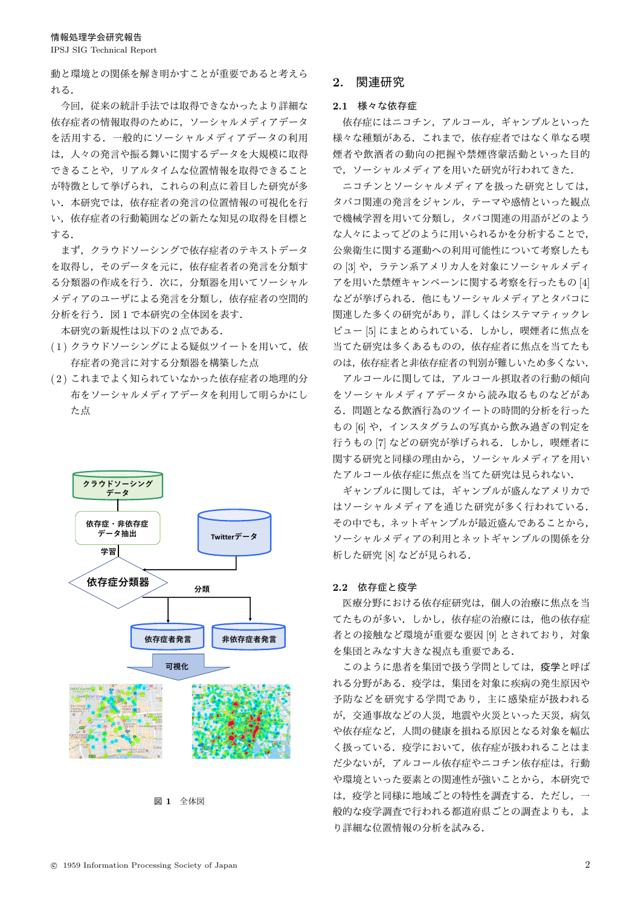動と環境との関係を解き明かすことが重要であると考えられる．

今回，従来の統計手法では取得できなかったより詳細な依存症者の情報取得のために，ソーシャルメディアデータを活用する．一般的にソーシャルメディアデータの利用は，人々の発言や振る舞いに関するデータを大規模に取得できることや，リアルタイムな位置情報を取得できることが特徴として挙げられ，これらの利点に着目した研究が多い．本研究では，依存症者の発言の位置情報の可視化を行い，依存症者の行動範囲などの新たな知見の取得を目標とする．

まず，クラウドソーシングで依存症者のテキストデータを取得し，そのデータを元に，依存症者者の発言を分類する分類器の作成を行う．次に，分類器を用いてソーシャルメディアのユーザによる発言を分類し，依存症者の空間的分析を行う．図 1 で本研究の全体図を表す．

本研究の新規性は以下の 2 点である．

(1) クラウドソーシングによる疑似ツイートを用いて，依存症者の発言に対する分類器を構築した点

(2) これまでよく知られていなかった依存症者の地理的分布をソーシャルメディアデータを利用して明らかにした点

図 1　全体図

## 2. 関連研究

### 2.1 様々な依存症

依存症にはニコチン，アルコール，ギャンブルといった様々な種類がある．これまで，依存症者ではなく単なる喫煙者や飲酒者の動向の把握や禁煙啓蒙活動といった目的で，ソーシャルメディアを用いた研究が行われてきた．

ニコチンとソーシャルメディアを扱った研究としては，タバコ関連の発言をジャンル，テーマや感情といった観点で機械学習を用いて分類し，タバコ関連の用語がどのような人々によってどのように用いられるかを分析することで，公衆衛生に関する運動への利用可能性について考察したもの [3] や，ラテン系アメリカ人を対象にソーシャルメディアを用いた禁煙キャンペーンに関する考察を行ったもの [4] などが挙げられる．他にもソーシャルメディアとタバコに関連した多くの研究があり，詳しくはシステマティックレビュー [5] にまとめられている．しかし，喫煙者に焦点を当てた研究は多くあるものの，依存症者に焦点を当てたものは，依存症者と非依存症者の判別が難しいため多くない．

アルコールに関しては，アルコール摂取者の行動の傾向をソーシャルメディアデータから読み取るものなどがある．問題となる飲酒行為のツイートの時間的分析を行ったもの [6] や，インスタグラムの写真から飲み過ぎの判定を行うもの [7] などの研究が挙げられる．しかし，喫煙者に関する研究と同様の理由から，ソーシャルメディアを用いたアルコール依存症に焦点を当てた研究は見られない．

ギャンブルに関しては，ギャンブルが盛んなアメリカではソーシャルメディアを通じた研究が多く行われている．その中でも，ネットギャンブルが最近盛んであることから，ソーシャルメディアの利用とネットギャンブルの関係を分析した研究 [8] などが見られる．

### 2.2 依存症と疫学

医療分野における依存症研究は，個人の治療に焦点を当てたものが多い．しかし，依存症の治療には，他の依存症者との接触など環境が重要な要因 [9] とされており，対象を集団とみなす大きな視点も重要である．

このように患者を集団で扱う学問としては，**疫学**と呼ばれる分野がある．疫学は，集団を対象に疾病の発生原因や予防などを研究する学問であり，主に感染症が扱われるが，交通事故などの人災，地震や火災といった天災，病気や依存症など，人間の健康を損ねる原因となる対象を幅広く扱っている．疫学において，依存症が扱われることはまだ少ないが，アルコール依存症やニコチン依存症は，行動や環境といった要素との関連性が強いことから，本研究では，疫学と同様に地域ごとの特性を調査する．ただし，一般的な疫学調査で行われる都道府県ごとの調査よりも，より詳細な位置情報の分析を試みる．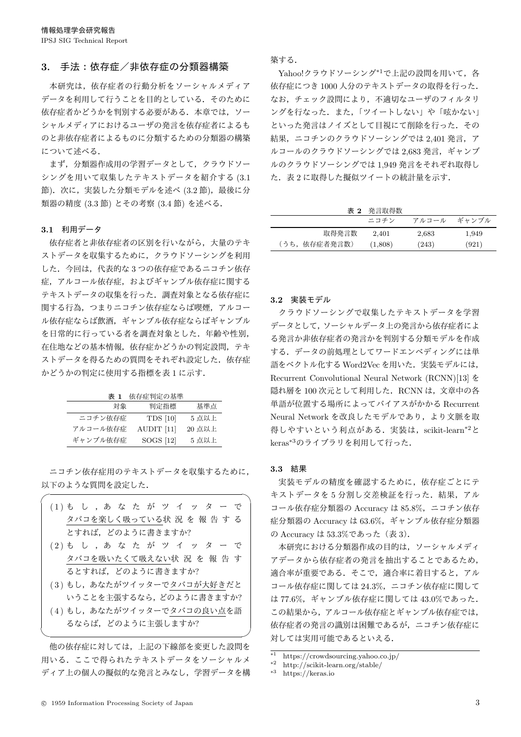## 3. 手法：依存症／非依存症の分類器構築

本研究は，依存症者の行動分析をソーシャルメディアデータを利用して行うことを目的としている．そのために依存症者かどうかを判別する必要がある．本章では，ソーシャルメディアにおけるユーザの発言を依存症者によるものと非依存症者によるものに分類するための分類器の構築について述べる．

まず，分類器作成用の学習データとして，クラウドソーシングを用いて収集したテキストデータを紹介する (3.1 節)．次に，実装した分類モデルを述べ (3.2 節)，最後に分類器の精度 (3.3 節) とその考察 (3.4 節) を述べる．

### 3.1 利用データ

依存症者と非依存症者の区別を行いながら，大量のテキストデータを収集するために，クラウドソーシングを利用した．今回は，代表的な 3 つの依存症であるニコチン依存症，アルコール依存症，およびギャンブル依存症に関するテキストデータの収集を行った．調査対象となる依存症に関する行為，つまりニコチン依存症ならば喫煙，アルコール依存症ならば飲酒，ギャンブル依存症ならばギャンブルを日常的に行っている者を調査対象とした．年齢や性別，在住地などの基本情報，依存症かどうかの判定設問，テキストデータを得るための質問をそれぞれ設定した．依存症かどうかの判定に使用する指標を表 1 に示す．

**表 1** 依存症判定の基準

| 対象 | 判定指標 | 基準点 |
|---|---|---|
| ニコチン依存症 | TDS [10] | 5 点以上 |
| アルコール依存症 | AUDIT [11] | 20 点以上 |
| ギャンブル依存症 | SOGS [12] | 5 点以上 |

ニコチン依存症用のテキストデータを収集するために，以下のような質問を設定した．

(1) もし，あなたがツイッターで<u>タバコを楽しく吸っている</u>状況を報告するとすれば，どのように書きますか?
(2) もし，あなたがツイッターで<u>タバコを吸いたくて吸えない</u>状況を報告するとすれば，どのように書きますか?
(3) もし，あなたがツイッターで<u>タバコが大好き</u>だということを主張するなら，どのように書きますか?
(4) もし，あなたがツイッターで<u>タバコの良い点</u>を語るならば，どのように主張しますか?

他の依存症に対しては，上記の下線部を変更した設問を用いる．ここで得られたテキストデータをソーシャルメディア上の個人の擬似的な発言とみなし，学習データを構築する．

Yahoo!クラウドソーシング[*1]で上記の設問を用いて，各依存症につき 1000 人分のテキストデータの取得を行った．なお，チェック設問により，不適切なユーザのフィルタリングを行なった．また，「ツイートしない」や「呟かない」といった発言はノイズとして目視にて削除を行った．その結果，ニコチンのクラウドソーシングでは 2,401 発言，アルコールのクラウドソーシングでは 2,683 発言，ギャンブルのクラウドソーシングでは 1,949 発言をそれぞれ取得した．表 2 に取得した擬似ツイートの統計量を示す．

**表 2** 発言取得数

| | ニコチン | アルコール | ギャンブル |
|---|---|---|---|
| 取得発言数 | 2,401 | 2,683 | 1,949 |
| （うち，依存症者発言数） | (1,808) | (243) | (921) |

### 3.2 実装モデル

クラウドソーシングで収集したテキストデータを学習データとして，ソーシャルデータ上の発言から依存症者による発言か非依存症者の発言かを判別する分類モデルを作成する．データの前処理としてワードエンベディングには単語をベクトル化する Word2Vec を用いた．実装モデルには，Recurrent Convolutional Neural Network (RCNN)[13] を隠れ層を 100 次元として利用した．RCNN は，文章中の各単語が位置する場所によってバイアスがかかる Recurrent Neural Network を改良したモデルであり，より文脈を取得しやすいという利点がある．実装は，scikit-learn[*2]と keras[*3]のライブラリを利用して行った．

### 3.3 結果

実装モデルの精度を確認するために，依存症ごとにテキストデータを 5 分割し交差検証を行った．結果，アルコール依存症分類器の Accuracy は 85.8%，ニコチン依存症分類器の Accuracy は 63.6%，ギャンブル依存症分類器の Accuracy は 53.3%であった（表 3）．

本研究における分類器作成の目的は，ソーシャルメディアデータから依存症者の発言を抽出することであるため，適合率が重要である．そこで，適合率に着目すると，アルコール依存症に関しては 24.3%，ニコチン依存症に関しては 77.6%，ギャンブル依存症に関しては 43.0%であった．この結果から，アルコール依存症とギャンブル依存症では，依存症者の発言の識別は困難であるが，ニコチン依存症に対しては実用可能であるといえる．

---

[*1] https://crowdsourcing.yahoo.co.jp/
[*2] http://scikit-learn.org/stable/
[*3] https://keras.io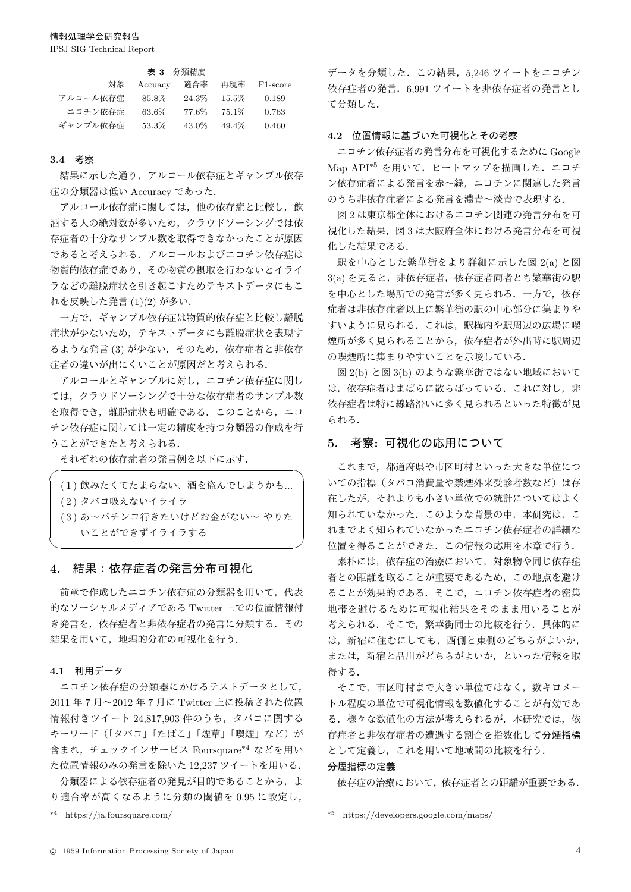表 3 分類精度

| 対象 | Accuacy | 適合率 | 再現率 | F1-score |
|---|---|---|---|---|
| アルコール依存症 | 85.8% | 24.3% | 15.5% | 0.189 |
| ニコチン依存症 | 63.6% | 77.6% | 75.1% | 0.763 |
| ギャンブル依存症 | 53.3% | 43.0% | 49.4% | 0.460 |

### 3.4 考察

結果に示した通り，アルコール依存症とギャンブル依存症の分類器は低い Accuracy であった．

アルコール依存症に関しては，他の依存症と比較し，飲酒する人の絶対数が多いため，クラウドソーシングでは依存症者の十分なサンプル数を取得できなかったことが原因であると考えられる．アルコールおよびニコチン依存症は物質的依存症であり，その物質の摂取を行わないとイライラなどの離脱症状を引き起こすためテキストデータにもこれを反映した発言 (1)(2) が多い．

一方で，ギャンブル依存症は物質的依存症と比較し離脱症状が少ないため，テキストデータにも離脱症状を表現するような発言 (3) が少ない．そのため，依存症者と非依存症者の違いが出にくいことが原因だと考えられる．

アルコールとギャンブルに対し，ニコチン依存症に関しては，クラウドソーシングで十分な依存症者のサンプル数を取得でき，離脱症状も明確である．このことから，ニコチン依存症に関しては一定の精度を持つ分類器の作成を行うことができたと考えられる．

それぞれの依存症者の発言例を以下に示す．

(1) 飲みたくてたまらない、酒を盗んでしまうかも...
(2) タバコ吸えないイライラ
(3) あ～パチンコ行きたいけどお金がない～ やりたいことができずイライラする

## 4. 結果：依存症者の発言分布可視化

前章で作成したニコチン依存症の分類器を用いて，代表的なソーシャルメディアである Twitter 上での位置情報付き発言を，依存症者と非依存症者の発言に分類する．その結果を用いて，地理的分布の可視化を行う．

### 4.1 利用データ

ニコチン依存症の分類器にかけるテストデータとして，2011 年 7 月～2012 年 7 月に Twitter 上に投稿された位置情報付きツイート 24,817,903 件のうち，タバコに関するキーワード（「タバコ」「たばこ」「煙草」「喫煙」など）が含まれ，チェックインサービス Foursquare[*4] などを用いた位置情報のみの発言を除いた 12,237 ツイートを用いる．

分類器による依存症者の発見が目的であることから，より適合率が高くなるように分類の閾値を 0.95 に設定し，データを分類した．この結果，5,246 ツイートをニコチン依存症者の発言，6,991 ツイートを非依存症者の発言として分類した．

[*4] https://ja.foursquare.com/

### 4.2 位置情報に基づいた可視化とその考察

ニコチン依存症者の発言分布を可視化するために Google Map API[*5] を用いて，ヒートマップを描画した．ニコチン依存症者による発言を赤～緑，ニコチンに関連した発言のうち非依存症者による発言を濃青～淡青で表現する．

図 2 は東京都全体におけるニコチン関連の発言分布を可視化した結果，図 3 は大阪府全体における発言分布を可視化した結果である．

駅を中心とした繁華街をより詳細に示した図 2(a) と図 3(a) を見ると，非依存症者，依存症者両者とも繁華街の駅を中心とした場所での発言が多く見られる．一方で，依存症者は非依存症者以上に繁華街の駅の中心部分に集まりやすいように見られる．これは，駅構内や駅周辺の広場に喫煙所が多く見られることから，依存症者が外出時に駅周辺の喫煙所に集まりやすいことを示唆している．

図 2(b) と図 3(b) のような繁華街ではない地域においては，依存症者はまばらに散らばっている．これに対し，非依存症者は特に線路沿いに多く見られるといった特徴が見られる．

## 5. 考察: 可視化の応用について

これまで，都道府県や市区町村といった大きな単位についての指標（タバコ消費量や禁煙外来受診者数など）は存在したが，それよりも小さい単位での統計についてはよく知られていなかった．このような背景の中，本研究は，これまでよく知られていなかったニコチン依存症者の詳細な位置を得ることができた．この情報の応用を本章で行う．

素朴には，依存症の治療において，対象物や同じ依存症者との距離を取ることが重要であるため，この地点を避けることが効果的である．そこで，ニコチン依存症者の密集地帯を避けるために可視化結果をそのまま用いることが考えられる．そこで，繁華街同士の比較を行う．具体的には，新宿に住むにしても，西側と東側のどちらがよいか，または，新宿と品川がどちらがよいか，といった情報を取得する．

そこで，市区町村まで大きい単位ではなく，数キロメートル程度の単位で可視化情報を数値化することが有効である．様々な数値化の方法が考えられるが，本研究では，依存症者と非依存症者の遭遇する割合を指数化して**分煙指標**として定義し，これを用いて地域間の比較を行う．

**分煙指標の定義**

依存症の治療において，依存症者との距離が重要である．

[*5] https://developers.google.com/maps/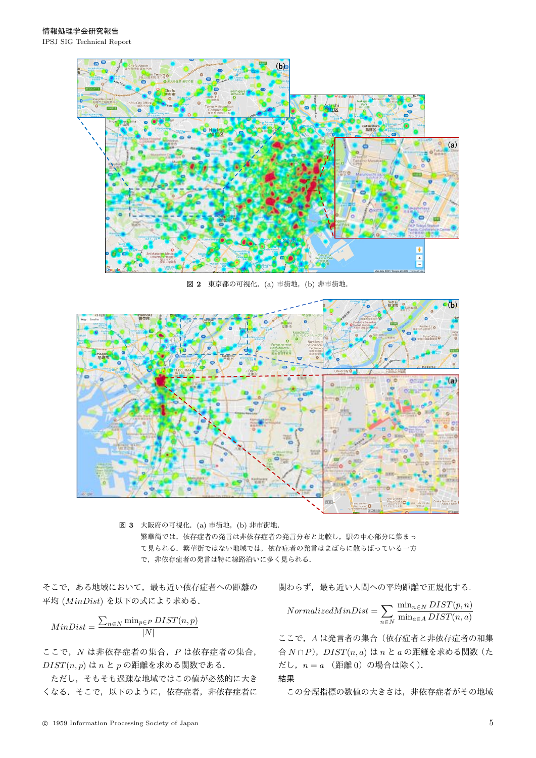図 2　東京都の可視化．(a) 市街地，(b) 非市街地．

図 3　大阪府の可視化．(a) 市街地，(b) 非市街地．
繁華街では，依存症者の発言は非依存症者の発言分布と比較し，駅の中心部分に集まって見られる．繁華街ではない地域では，依存症者の発言はまばらに散らばっている一方で，非依存症者の発言は特に線路沿いに多く見られる．

そこで，ある地域において，最も近い依存症者への距離の平均 ($MinDist$) を以下の式により求める．

$$MinDist = \frac{\sum_{n \in N} \min_{p \in P} DIST(n, p)}{|N|}$$

ここで，$N$ は非依存症者の集合，$P$ は依存症者の集合，$DIST(n, p)$ は $n$ と $p$ の距離を求める関数である．

ただし，そもそも過疎な地域ではこの値が必然的に大きくなる．そこで，以下のように，依存症者，非依存症者に関わらず，最も近い人間への平均距離で正規化する．

$$NormalizedMinDist = \sum_{n \in N} \frac{\min_{n \in N} DIST(p, n)}{\min_{a \in A} DIST(n, a)}$$

ここで，$A$ は発言者の集合（依存症者と非依存症者の和集合 $N \cap P$），$DIST(n, a)$ は $n$ と $a$ の距離を求める関数（ただし，$n = a$ （距離 0）の場合は除く）．

**結果**

この分煙指標の数値の大きさは，非依存症者がその地域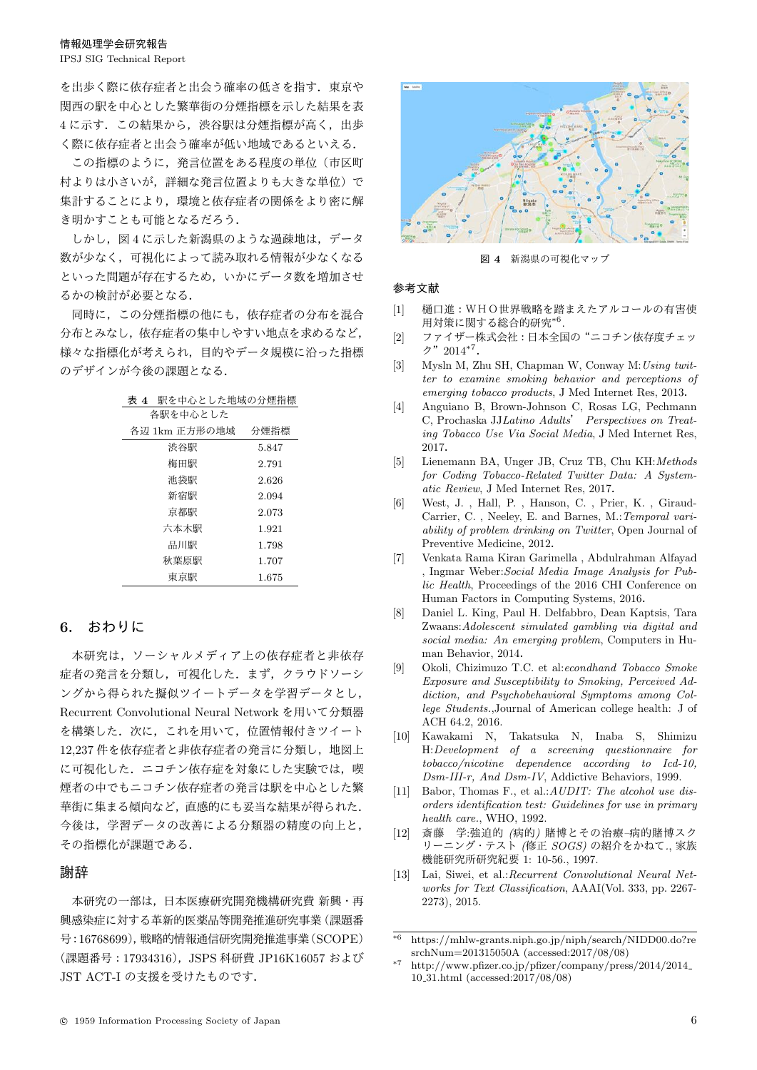を出歩く際に依存症者と出会う確率の低さを指す．東京や関西の駅を中心とした繁華街の分煙指標を示した結果を表 4 に示す．この結果から，渋谷駅は分煙指標が高く，出歩く際に依存症者と出会う確率が低い地域であるといえる．

この指標のように，発言位置をある程度の単位（市区町村よりは小さいが，詳細な発言位置よりも大きな単位）で集計することにより，環境と依存症者の関係をより密に解き明かすことも可能となるだろう．

しかし，図 4 に示した新潟県のような過疎地は，データ数が少なく，可視化によって読み取れる情報が少なくなるといった問題が存在するため，いかにデータ数を増加させるかの検討が必要となる．

同時に，この分煙指標の他にも，依存症者の分布を混合分布とみなし，依存症者の集中しやすい地点を求めるなど，様々な指標化が考えられ，目的やデータ規模に沿った指標のデザインが今後の課題となる．

**表 4** 駅を中心とした地域の分煙指標

| 各駅を中心とした 各辺 1km 正方形の地域 | 分煙指標 |
|---|---|
| 渋谷駅 | 5.847 |
| 梅田駅 | 2.791 |
| 池袋駅 | 2.626 |
| 新宿駅 | 2.094 |
| 京都駅 | 2.073 |
| 六本木駅 | 1.921 |
| 品川駅 | 1.798 |
| 秋葉原駅 | 1.707 |
| 東京駅 | 1.675 |

**図 4** 新潟県の可視化マップ

## 6. おわりに

本研究は，ソーシャルメディア上の依存症者と非依存症者の発言を分類し，可視化した．まず，クラウドソーシングから得られた擬似ツイートデータを学習データとし，Recurrent Convolutional Neural Network を用いて分類器を構築した．次に，これを用いて，位置情報付きツイート 12,237 件を依存症者と非依存症者の発言に分類し，地図上に可視化した．ニコチン依存症を対象にした実験では，喫煙者の中でもニコチン依存症者の発言は駅を中心とした繁華街に集まる傾向など，直感的にも妥当な結果が得られた．今後は，学習データの改善による分類器の精度の向上と，その指標化が課題である．

## 謝辞

本研究の一部は，日本医療研究開発機構研究費 新興・再興感染症に対する革新的医薬品等開発推進研究事業（課題番号:16768699），戦略的情報通信研究開発推進事業（SCOPE）（課題番号：17934316），JSPS 科研費 JP16K16057 および JST ACT-I の支援を受けたものです．

## 参考文献

[1] 樋口進：ＷＨＯ世界戦略を踏まえたアルコールの有害使用対策に関する総合的研究[*6].

[2] ファイザー株式会社：日本全国の“ニコチン依存度チェック”2014[*7].

[3] Mysln M, Zhu SH, Chapman W, Conway M:*Using twitter to examine smoking behavior and perceptions of emerging tobacco products*, J Med Internet Res, 2013.

[4] Anguiano B, Brown-Johnson C, Rosas LG, Pechmann C, Prochaska JJ*Latino Adults' Perspectives on Treating Tobacco Use Via Social Media*, J Med Internet Res, 2017.

[5] Lienemann BA, Unger JB, Cruz TB, Chu KH:*Methods for Coding Tobacco-Related Twitter Data: A Systematic Review*, J Med Internet Res, 2017.

[6] West, J. , Hall, P. , Hanson, C. , Prier, K. , Giraud-Carrier, C. , Neeley, E. and Barnes, M.:*Temporal variability of problem drinking on Twitter*, Open Journal of Preventive Medicine, 2012.

[7] Venkata Rama Kiran Garimella , Abdulrahman Alfayad , Ingmar Weber:*Social Media Image Analysis for Public Health*, Proceedings of the 2016 CHI Conference on Human Factors in Computing Systems, 2016.

[8] Daniel L. King, Paul H. Delfabbro, Dean Kaptsis, Tara Zwaans:*Adolescent simulated gambling via digital and social media: An emerging problem*, Computers in Human Behavior, 2014.

[9] Okoli, Chizimuzo T.C. et al:*econdhand Tobacco Smoke Exposure and Susceptibility to Smoking, Perceived Addiction, and Psychobehavioral Symptoms among College Students.*,Journal of American college health: J of ACH 64.2, 2016.

[10] Kawakami N, Takatsuka N, Inaba S, Shimizu H:*Development of a screening questionnaire for tobacco/nicotine dependence according to Icd-10, Dsm-III-r, And Dsm-IV*, Addictive Behaviors, 1999.

[11] Babor, Thomas F., et al.:*AUDIT: The alcohol use disorders identification test: Guidelines for use in primary health care.*, WHO, 1992.

[12] 斎藤 学:強迫的 *(病的)* 賭博とその治療–病的賭博スクリーニング・テスト *(修正 SOGS)* の紹介をかねて., 家族機能研究所研究紀要 1: 10-56., 1997.

[13] Lai, Siwei, et al.:*Recurrent Convolutional Neural Networks for Text Classification*, AAAI(Vol. 333, pp. 2267-2273), 2015.

---

[*6] https://mhlw-grants.niph.go.jp/niph/search/NIDD00.do?resrchNum=201315050A (accessed:2017/08/08)

[*7] http://www.pfizer.co.jp/pfizer/company/press/2014/2014_10_31.html (accessed:2017/08/08)